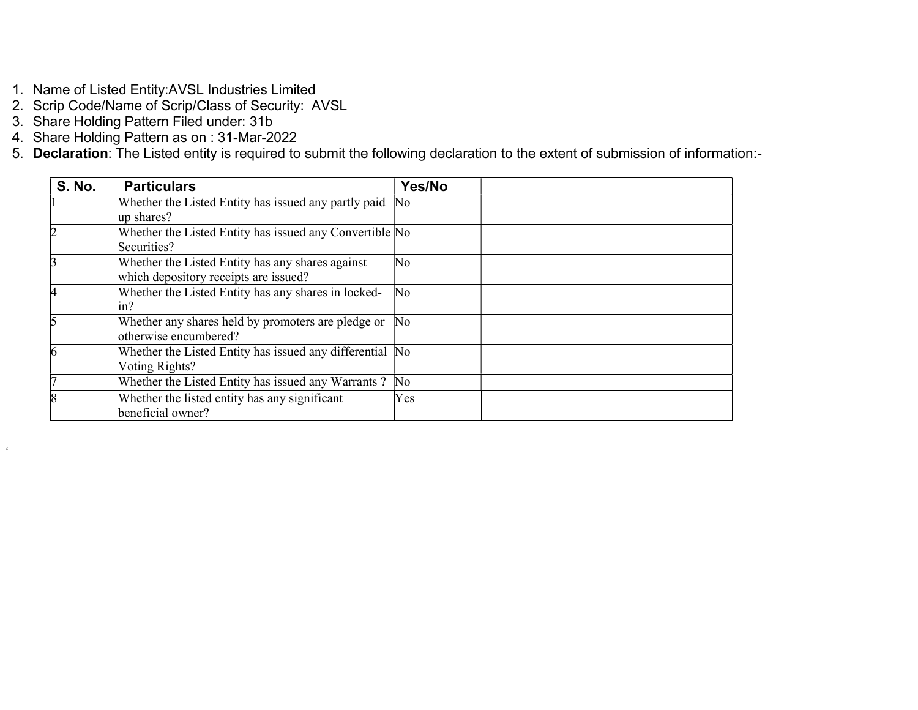1. Name of Listed Entity:AVSL Industries Limited
2. Scrip Code/Name of Scrip/Class of Security: AVSL
3. Share Holding Pattern Filed under: 31b
4. Share Holding Pattern as on : 31-Mar-2022
5. **Declaration**: The Listed entity is required to submit the following declaration to the extent of submission of information:-

| S. No. | Particulars | Yes/No | |
|---|---|---|---|
| 1 | Whether the Listed Entity has issued any partly paid up shares? | No | |
| 2 | Whether the Listed Entity has issued any Convertible Securities? | No | |
| 3 | Whether the Listed Entity has any shares against which depository receipts are issued? | No | |
| 4 | Whether the Listed Entity has any shares in locked-in? | No | |
| 5 | Whether any shares held by promoters are pledge or otherwise encumbered? | No | |
| 6 | Whether the Listed Entity has issued any differential Voting Rights? | No | |
| 7 | Whether the Listed Entity has issued any Warrants ? | No | |
| 8 | Whether the listed entity has any significant beneficial owner? | Yes | |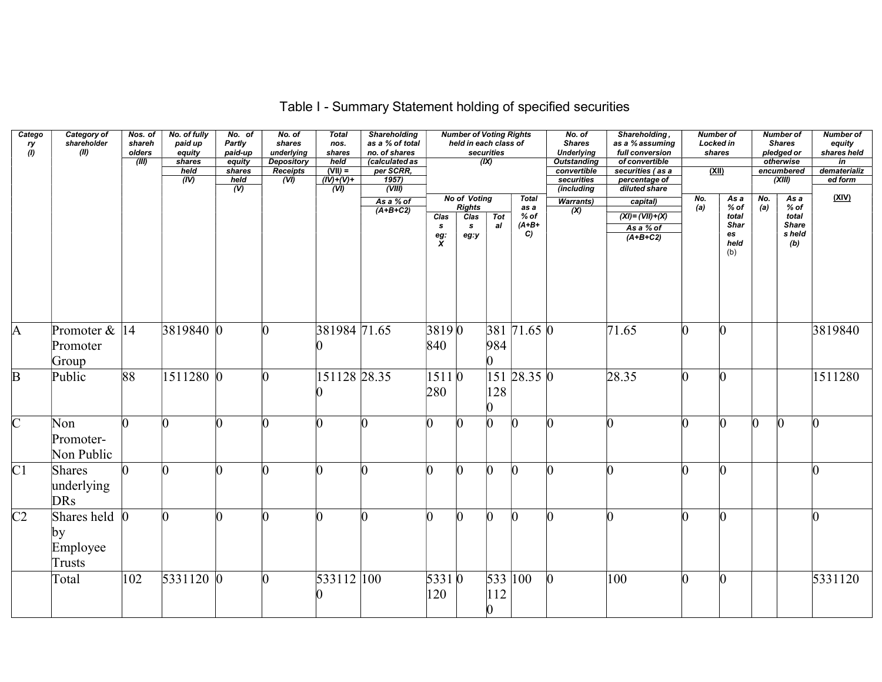# Table I - Summary Statement holding of specified securities

| Category (I) | Category of shareholder (II) | Nos. of shareholders (III) | No. of fully paid up equity shares held (IV) | No. of Partly paid-up equity shares held (V) | No. of shares underlying Depository Receipts (VI) | Total nos. shares held (VII) = (IV)+(V)+ (VI) | Shareholding as a % of total no. of shares (calculated as per SCRR, 1957) (VIII) As a % of (A+B+C2) | Number of Voting Rights held in each class of securities (IX) | | | | No. of Shares Underlying Outstanding convertible securities (including Warrants) (X) | Shareholding , as a % assuming full conversion of convertible securities ( as a percentage of diluted share capital) (XI)= (VII)+(X) As a % of (A+B+C2) | Number of Locked in shares (XII) | | Number of Shares pledged or otherwise encumbered (XIII) | | Number of equity shares held in dematerialized form (XIV) |
|---|---|---|---|---|---|---|---|---|---|---|---|---|---|---|---|---|---|---|
| | | | | | | | | No of Voting Rights | | | Total as a % of (A+B+C) | | | No. (a) | As a % of total Shares held (b) | No. (a) | As a % of total Shares held (b) | |
| | | | | | | | | Class eg: X | Class eg:y | Total | | | | | | | | |
| A | Promoter & Promoter Group | 14 | 3819840 | 0 | 0 | 3819840 | 71.65 | 3819840 | 0 | 3819840 | 71.65 | 0 | 71.65 | 0 | 0 | | | 3819840 |
| B | Public | 88 | 1511280 | 0 | 0 | 1511280 | 28.35 | 1511280 | 0 | 1511280 | 28.35 | 0 | 28.35 | 0 | 0 | | | 1511280 |
| C | Non Promoter- Non Public | 0 | 0 | 0 | 0 | 0 | 0 | 0 | 0 | 0 | 0 | 0 | 0 | 0 | 0 | 0 | 0 | 0 |
| C1 | Shares underlying DRs | 0 | 0 | 0 | 0 | 0 | 0 | 0 | 0 | 0 | 0 | 0 | 0 | 0 | 0 | | | 0 |
| C2 | Shares held by Employee Trusts | 0 | 0 | 0 | 0 | 0 | 0 | 0 | 0 | 0 | 0 | 0 | 0 | 0 | 0 | | | 0 |
| | Total | 102 | 5331120 | 0 | 0 | 5331120 | 100 | 5331120 | 0 | 5331120 | 100 | 0 | 100 | 0 | 0 | | | 5331120 |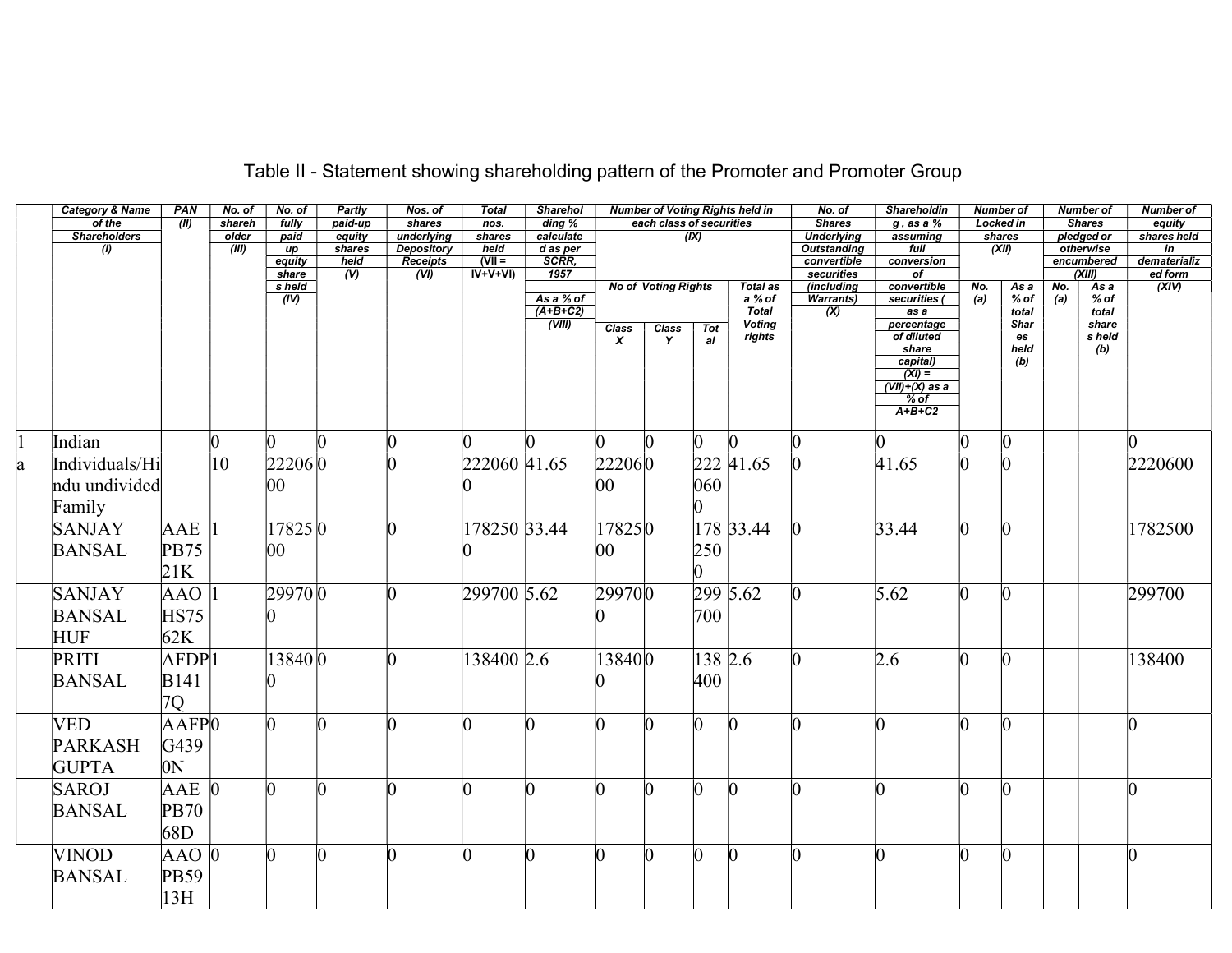# Table II - Statement showing shareholding pattern of the Promoter and Promoter Group

| | Category & Name of the Shareholders (I) | PAN (II) | No. of shareholder (III) | No. of fully paid up equity shares held (IV) | Partly paid-up equity shares held (V) | Nos. of shares underlying Depository Receipts (VI) | Total nos. shares held (VII = IV+V+VI) | Shareholding % calculated as per SCRR, 1957 As a % of (A+B+C2) (VIII) | Number of Voting Rights held in each class of securities (IX) | | | | No. of Shares Underlying Outstanding convertible securities (including Warrants) (X) | Shareholding , as a % assuming full conversion of convertible securities ( as a percentage of diluted share capital) (XI) = (VII)+(X) as a % of A+B+C2 | Number of Locked in shares (XII) | | Number of Shares pledged or otherwise encumbered (XIII) | | Number of equity shares held in dematerialized form (XIV) |
|---|---|---|---|---|---|---|---|---|---|---|---|---|---|---|---|---|---|---|---|
| | | | | | | | | | No of Voting Rights | | | Total as a % of Total Voting rights | | | No. (a) | As a % of total Shares held (b) | No. (a) | As a % of total shares held (b) | |
| | | | | | | | | | Class X | Class Y | Total | | | | | | | | |
| 1 | Indian | | 0 | 0 | 0 | 0 | 0 | 0 | 0 | 0 | 0 | 0 | 0 | 0 | 0 | 0 | | | 0 |
| a | Individuals/Hindu undivided Family | | 10 | 2220600 | 0 | 0 | 2220600 | 41.65 | 2220600 | 0 | 2220600 | 41.65 | 0 | 41.65 | 0 | 0 | | | 2220600 |
| | SANJAY BANSAL | AAEPB7521K | 1 | 1782500 | 0 | 0 | 1782500 | 33.44 | 1782500 | 0 | 1782500 | 33.44 | 0 | 33.44 | 0 | 0 | | | 1782500 |
| | SANJAY BANSAL HUF | AAOHS7562K | 1 | 299700 | 0 | 0 | 299700 | 5.62 | 299700 | 0 | 299700 | 5.62 | 0 | 5.62 | 0 | 0 | | | 299700 |
| | PRITI BANSAL | AFDPB1417Q | 1 | 138400 | 0 | 0 | 138400 | 2.6 | 138400 | 0 | 138400 | 2.6 | 0 | 2.6 | 0 | 0 | | | 138400 |
| | VED PARKASH GUPTA | AAFPG4390N | 0 | 0 | 0 | 0 | 0 | 0 | 0 | 0 | 0 | 0 | 0 | 0 | 0 | 0 | | | 0 |
| | SAROJ BANSAL | AAEPB7068D | 0 | 0 | 0 | 0 | 0 | 0 | 0 | 0 | 0 | 0 | 0 | 0 | 0 | 0 | | | 0 |
| | VINOD BANSAL | AAOPB5913H | 0 | 0 | 0 | 0 | 0 | 0 | 0 | 0 | 0 | 0 | 0 | 0 | 0 | 0 | | | 0 |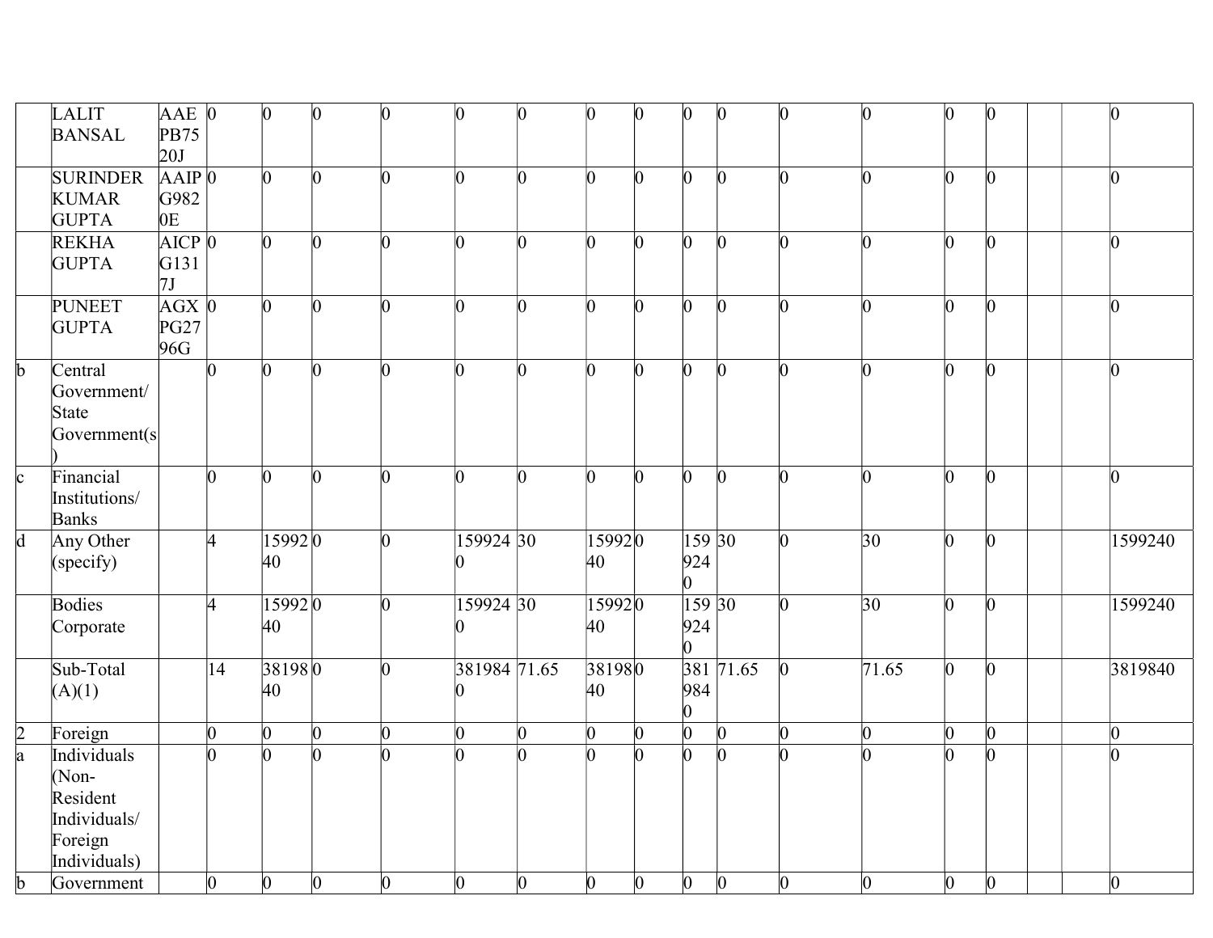| | | | | | | | | | | | | | | | | | | | |
|---|---|---|---|---|---|---|---|---|---|---|---|---|---|---|---|---|---|---|---|
| | LALIT BANSAL | AAEPB7520J | 0 | 0 | 0 | 0 | 0 | 0 | 0 | 0 | 0 | 0 | 0 | 0 | 0 | 0 | | | 0 |
| | SURINDER KUMAR GUPTA | AAIPG9820E | 0 | 0 | 0 | 0 | 0 | 0 | 0 | 0 | 0 | 0 | 0 | 0 | 0 | 0 | | | 0 |
| | REKHA GUPTA | AICPG1317J | 0 | 0 | 0 | 0 | 0 | 0 | 0 | 0 | 0 | 0 | 0 | 0 | 0 | 0 | | | 0 |
| | PUNEET GUPTA | AGXPG2796G | 0 | 0 | 0 | 0 | 0 | 0 | 0 | 0 | 0 | 0 | 0 | 0 | 0 | 0 | | | 0 |
| b | Central Government/ State Government(s) | | 0 | 0 | 0 | 0 | 0 | 0 | 0 | 0 | 0 | 0 | 0 | 0 | 0 | 0 | | | 0 |
| c | Financial Institutions/ Banks | | 0 | 0 | 0 | 0 | 0 | 0 | 0 | 0 | 0 | 0 | 0 | 0 | 0 | 0 | | | 0 |
| d | Any Other (specify) | | 4 | 1599240 | 0 | 0 | 1599240 | 30 | 1599240 | 0 | 1599240 | 30 | 0 | 30 | 0 | 0 | | | 1599240 |
| | Bodies Corporate | | 4 | 1599240 | 0 | 0 | 1599240 | 30 | 1599240 | 0 | 1599240 | 30 | 0 | 30 | 0 | 0 | | | 1599240 |
| | Sub-Total (A)(1) | | 14 | 3819840 | 0 | 0 | 3819840 | 71.65 | 3819840 | 0 | 3819840 | 71.65 | 0 | 71.65 | 0 | 0 | | | 3819840 |
| 2 | Foreign | | 0 | 0 | 0 | 0 | 0 | 0 | 0 | 0 | 0 | 0 | 0 | 0 | 0 | 0 | | | 0 |
| a | Individuals (Non-Resident Individuals/ Foreign Individuals) | | 0 | 0 | 0 | 0 | 0 | 0 | 0 | 0 | 0 | 0 | 0 | 0 | 0 | 0 | | | 0 |
| b | Government | | 0 | 0 | 0 | 0 | 0 | 0 | 0 | 0 | 0 | 0 | 0 | 0 | 0 | 0 | | | 0 |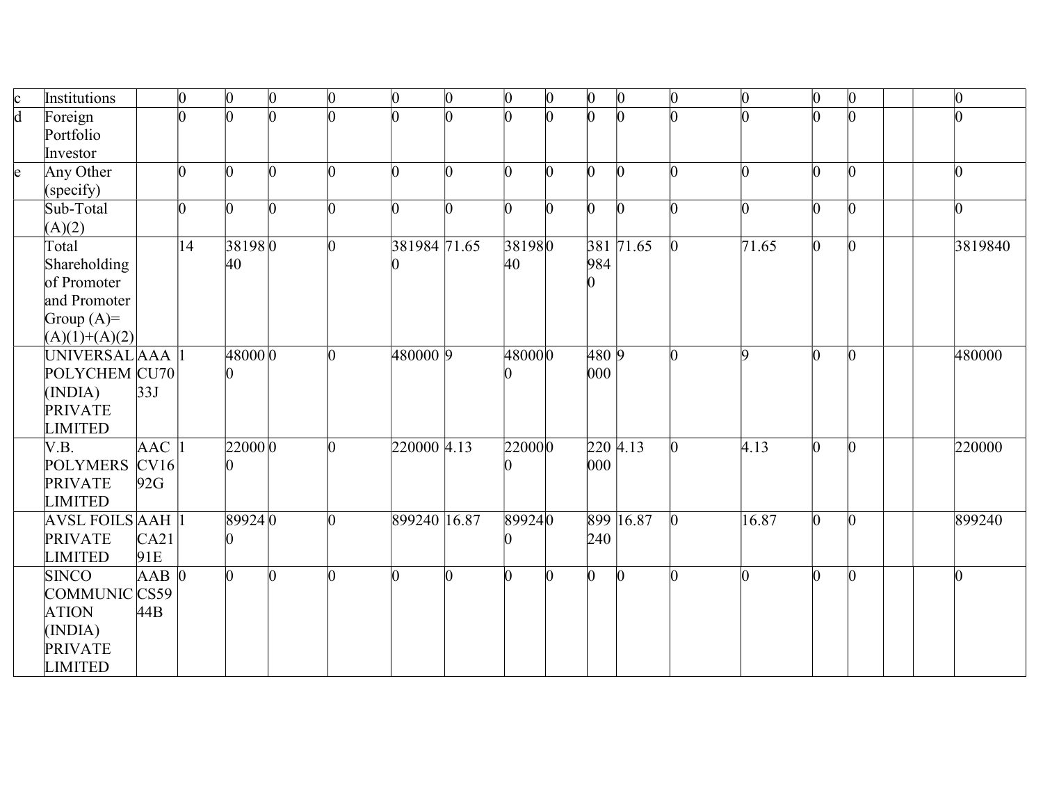| c | Institutions | | 0 | 0 | 0 | 0 | 0 | 0 | 0 | 0 | 0 | 0 | 0 | 0 | 0 | 0 | | | 0 |
|---|---|---|---|---|---|---|---|---|---|---|---|---|---|---|---|---|---|---|---|
| d | Foreign Portfolio Investor | | 0 | 0 | 0 | 0 | 0 | 0 | 0 | 0 | 0 | 0 | 0 | 0 | 0 | 0 | | | 0 |
| e | Any Other (specify) | | 0 | 0 | 0 | 0 | 0 | 0 | 0 | 0 | 0 | 0 | 0 | 0 | 0 | 0 | | | 0 |
| | Sub-Total (A)(2) | | 0 | 0 | 0 | 0 | 0 | 0 | 0 | 0 | 0 | 0 | 0 | 0 | 0 | 0 | | | 0 |
| | Total Shareholding of Promoter and Promoter Group (A)=(A)(1)+(A)(2) | | 14 | 3819840 | 0 | 0 | 3819840 | 71.65 | 3819840 | 0 | 3819840 | 71.65 | 0 | 71.65 | 0 | 0 | | | 3819840 |
| | UNIVERSAL POLYCHEM (INDIA) PRIVATE LIMITED | AAACU7033J | 1 | 480000 | 0 | 0 | 480000 | 9 | 480000 | 0 | 480000 | 9 | 0 | 9 | 0 | 0 | | | 480000 |
| | V.B. POLYMERS PRIVATE LIMITED | AACCV1692G | 1 | 220000 | 0 | 0 | 220000 | 4.13 | 220000 | 0 | 220000 | 4.13 | 0 | 4.13 | 0 | 0 | | | 220000 |
| | AVSL FOILS PRIVATE LIMITED | AAHCA2191E | 1 | 899240 | 0 | 0 | 899240 | 16.87 | 899240 | 0 | 899240 | 16.87 | 0 | 16.87 | 0 | 0 | | | 899240 |
| | SINCO COMMUNICATION (INDIA) PRIVATE LIMITED | AABCS5944B | 0 | 0 | 0 | 0 | 0 | 0 | 0 | 0 | 0 | 0 | 0 | 0 | 0 | 0 | | | 0 |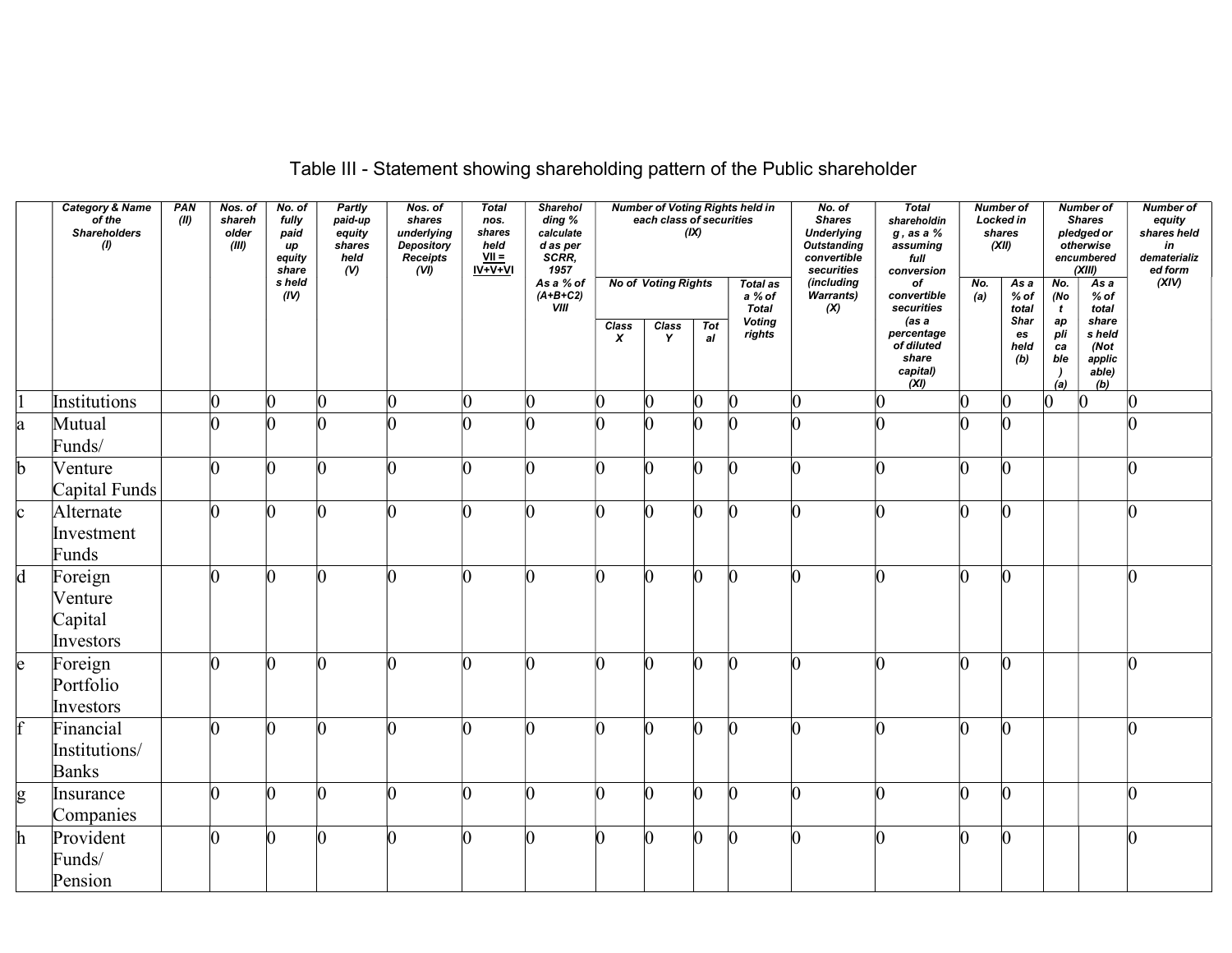## Table III - Statement showing shareholding pattern of the Public shareholder

| | Category & Name of the Shareholders (I) | PAN (II) | Nos. of shareholder (III) | No. of fully paid up equity shares held (IV) | Partly paid-up equity shares held (V) | Nos. of shares underlying Depository Receipts (VI) | Total nos. shares held VII = IV+V+VI | Shareholding % calculated as per SCRR, 1957 As a % of (A+B+C2) VIII | Number of Voting Rights held in each class of securities (IX) | | | | No. of Shares Underlying Outstanding convertible securities (including Warrants) (X) | Total shareholding , as a % assuming full conversion of convertible securities (as a percentage of diluted share capital) (XI) | Number of Locked in shares (XII) | | Number of Shares pledged or otherwise encumbered (XIII) | | Number of equity shares held in dematerialized form (XIV) |
|---|---|---|---|---|---|---|---|---|---|---|---|---|---|---|---|---|---|---|---|
| | | | | | | | | | No of Voting Rights | | | Total as a % of Total Voting rights | | | No. (a) | As a % of total Shares held (b) | No. (Not applicable) (a) | As a % of total shares held (Not applicable) (b) | |
| | | | | | | | | | Class X | Class Y | Total | | | | | | | | |
| 1 | Institutions | | 0 | 0 | 0 | 0 | 0 | 0 | 0 | 0 | 0 | 0 | 0 | 0 | 0 | 0 | 0 | 0 | 0 |
| a | Mutual Funds/ | | 0 | 0 | 0 | 0 | 0 | 0 | 0 | 0 | 0 | 0 | 0 | 0 | 0 | 0 | | | 0 |
| b | Venture Capital Funds | | 0 | 0 | 0 | 0 | 0 | 0 | 0 | 0 | 0 | 0 | 0 | 0 | 0 | 0 | | | 0 |
| c | Alternate Investment Funds | | 0 | 0 | 0 | 0 | 0 | 0 | 0 | 0 | 0 | 0 | 0 | 0 | 0 | 0 | | | 0 |
| d | Foreign Venture Capital Investors | | 0 | 0 | 0 | 0 | 0 | 0 | 0 | 0 | 0 | 0 | 0 | 0 | 0 | 0 | | | 0 |
| e | Foreign Portfolio Investors | | 0 | 0 | 0 | 0 | 0 | 0 | 0 | 0 | 0 | 0 | 0 | 0 | 0 | 0 | | | 0 |
| f | Financial Institutions/ Banks | | 0 | 0 | 0 | 0 | 0 | 0 | 0 | 0 | 0 | 0 | 0 | 0 | 0 | 0 | | | 0 |
| g | Insurance Companies | | 0 | 0 | 0 | 0 | 0 | 0 | 0 | 0 | 0 | 0 | 0 | 0 | 0 | 0 | | | 0 |
| h | Provident Funds/ Pension | | 0 | 0 | 0 | 0 | 0 | 0 | 0 | 0 | 0 | 0 | 0 | 0 | 0 | 0 | | | 0 |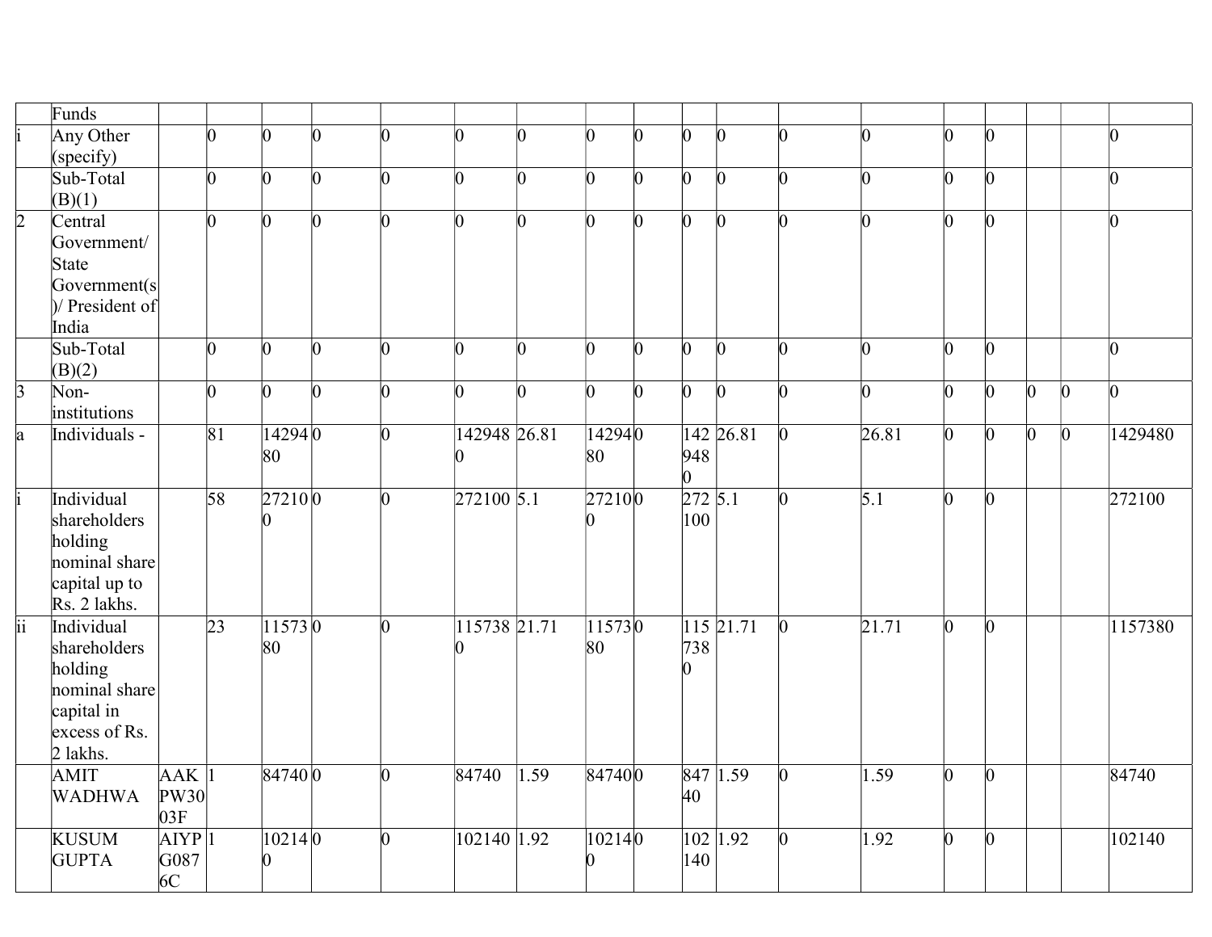| | | | | | | | | | | | | | | | | | | | |
|---|---|---|---|---|---|---|---|---|---|---|---|---|---|---|---|---|---|---|---|
| | Funds | | | | | | | | | | | | | | | | | | |
| i | Any Other (specify) | | 0 | 0 | 0 | 0 | 0 | 0 | 0 | 0 | 0 | 0 | 0 | 0 | 0 | 0 | | | 0 |
| | Sub-Total (B)(1) | | 0 | 0 | 0 | 0 | 0 | 0 | 0 | 0 | 0 | 0 | 0 | 0 | 0 | 0 | | | 0 |
| 2 | Central Government/ State Government(s)/ President of India | | 0 | 0 | 0 | 0 | 0 | 0 | 0 | 0 | 0 | 0 | 0 | 0 | 0 | 0 | | | 0 |
| | Sub-Total (B)(2) | | 0 | 0 | 0 | 0 | 0 | 0 | 0 | 0 | 0 | 0 | 0 | 0 | 0 | 0 | | | 0 |
| 3 | Non-institutions | | 0 | 0 | 0 | 0 | 0 | 0 | 0 | 0 | 0 | 0 | 0 | 0 | 0 | 0 | 0 | 0 | 0 |
| a | Individuals - | | 81 | 1429480 | 0 | 0 | 1429480 | 26.81 | 1429480 | 0 | 1429480 | 26.81 | 0 | 26.81 | 0 | 0 | 0 | 0 | 1429480 |
| i | Individual shareholders holding nominal share capital up to Rs. 2 lakhs. | | 58 | 272100 | 0 | 0 | 272100 | 5.1 | 272100 | 0 | 272100 | 5.1 | 0 | 5.1 | 0 | 0 | | | 272100 |
| ii | Individual shareholders holding nominal share capital in excess of Rs. 2 lakhs. | | 23 | 1157380 | 0 | 0 | 1157380 | 21.71 | 1157380 | 0 | 1157380 | 21.71 | 0 | 21.71 | 0 | 0 | | | 1157380 |
| | AMIT WADHWA | AAKPW3003F | 1 | 84740 | 0 | 0 | 84740 | 1.59 | 84740 | 0 | 84740 | 1.59 | 0 | 1.59 | 0 | 0 | | | 84740 |
| | KUSUM GUPTA | AIYPG0876C | 1 | 102140 | 0 | 0 | 102140 | 1.92 | 102140 | 0 | 102140 | 1.92 | 0 | 1.92 | 0 | 0 | | | 102140 |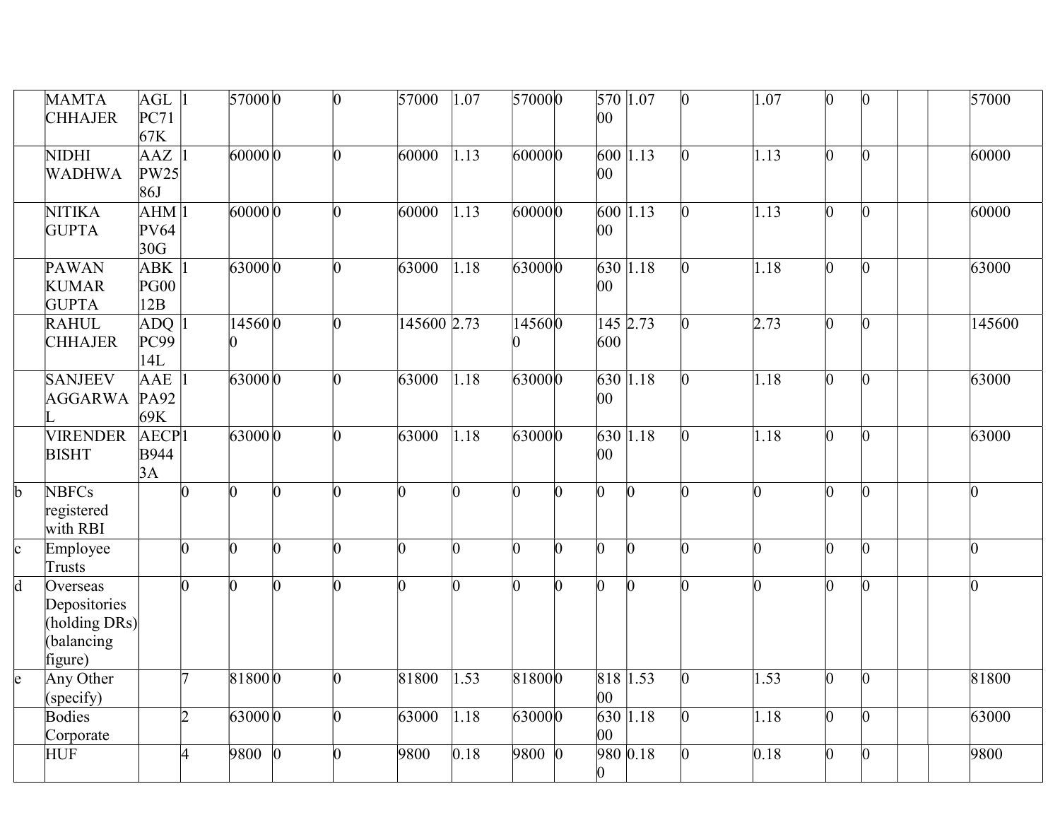| | | | | | | | | | | | | | | | | | | | |
|---|---|---|---|---|---|---|---|---|---|---|---|---|---|---|---|---|---|---|---|
| | MAMTA CHHAJER | AGLPC7167K | 1 | 57000 | 0 | 0 | 57000 | 1.07 | 57000 | 0 | 57000 | 1.07 | 0 | 1.07 | 0 | 0 | | | 57000 |
| | NIDHI WADHWA | AAZPW2586J | 1 | 60000 | 0 | 0 | 60000 | 1.13 | 60000 | 0 | 60000 | 1.13 | 0 | 1.13 | 0 | 0 | | | 60000 |
| | NITIKA GUPTA | AHMPV6430G | 1 | 60000 | 0 | 0 | 60000 | 1.13 | 60000 | 0 | 60000 | 1.13 | 0 | 1.13 | 0 | 0 | | | 60000 |
| | PAWAN KUMAR GUPTA | ABKPG0012B | 1 | 63000 | 0 | 0 | 63000 | 1.18 | 63000 | 0 | 63000 | 1.18 | 0 | 1.18 | 0 | 0 | | | 63000 |
| | RAHUL CHHAJER | ADQPC9914L | 1 | 145600 | 0 | 0 | 145600 | 2.73 | 145600 | 0 | 145600 | 2.73 | 0 | 2.73 | 0 | 0 | | | 145600 |
| | SANJEEV AGGARWAL | AAEPA9269K | 1 | 63000 | 0 | 0 | 63000 | 1.18 | 63000 | 0 | 63000 | 1.18 | 0 | 1.18 | 0 | 0 | | | 63000 |
| | VIRENDER BISHT | AECPB9443A | 1 | 63000 | 0 | 0 | 63000 | 1.18 | 63000 | 0 | 63000 | 1.18 | 0 | 1.18 | 0 | 0 | | | 63000 |
| b | NBFCs registered with RBI | | 0 | 0 | 0 | 0 | 0 | 0 | 0 | 0 | 0 | 0 | 0 | 0 | 0 | 0 | | | 0 |
| c | Employee Trusts | | 0 | 0 | 0 | 0 | 0 | 0 | 0 | 0 | 0 | 0 | 0 | 0 | 0 | 0 | | | 0 |
| d | Overseas Depositories (holding DRs) (balancing figure) | | 0 | 0 | 0 | 0 | 0 | 0 | 0 | 0 | 0 | 0 | 0 | 0 | 0 | 0 | | | 0 |
| e | Any Other (specify) | | 7 | 81800 | 0 | 0 | 81800 | 1.53 | 81800 | 0 | 81800 | 1.53 | 0 | 1.53 | 0 | 0 | | | 81800 |
| | Bodies Corporate | | 2 | 63000 | 0 | 0 | 63000 | 1.18 | 63000 | 0 | 63000 | 1.18 | 0 | 1.18 | 0 | 0 | | | 63000 |
| | HUF | | 4 | 9800 | 0 | 0 | 9800 | 0.18 | 9800 | 0 | 9800 | 0.18 | 0 | 0.18 | 0 | 0 | | | 9800 |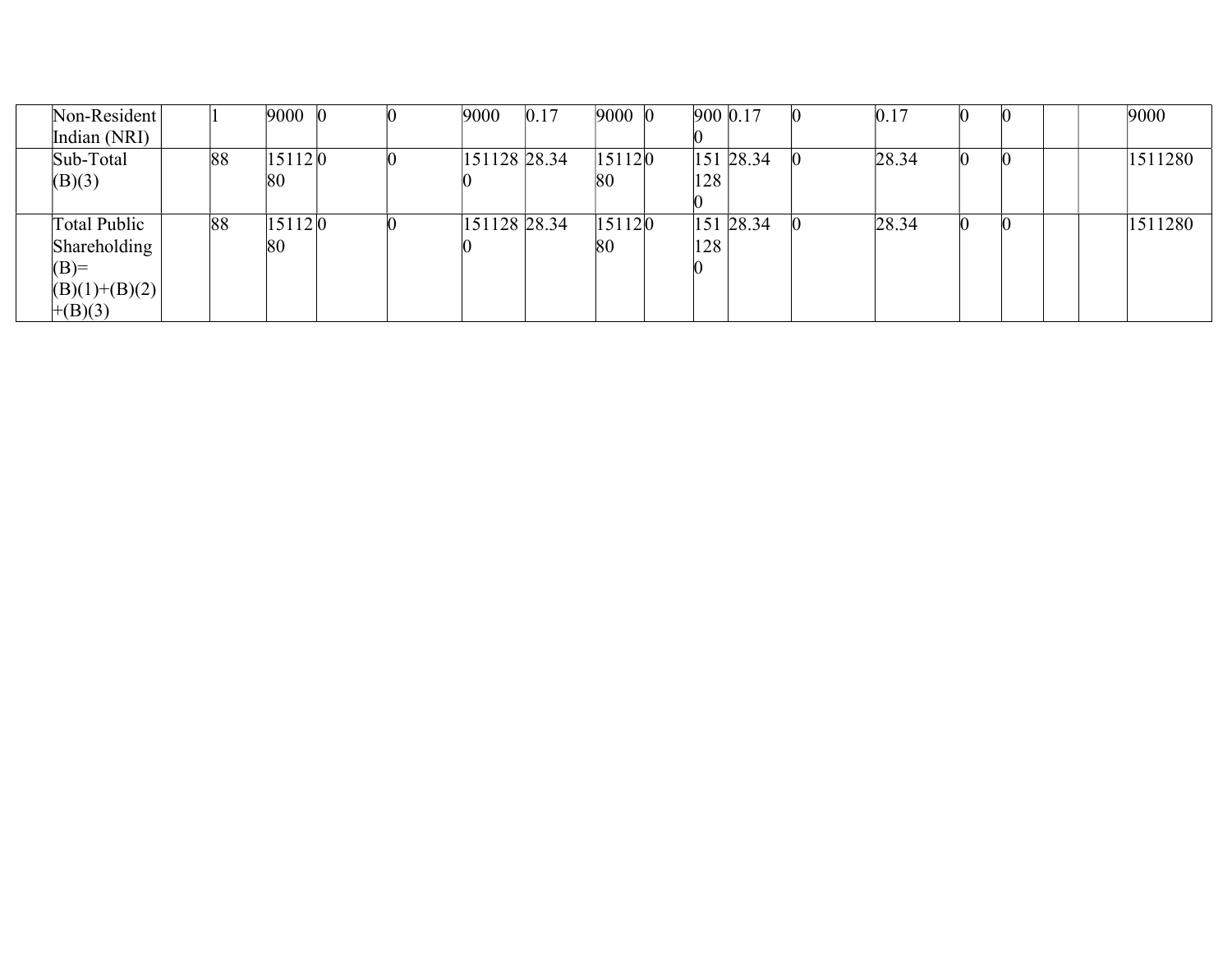|  |  |  |  |  |  |  |  |  |  |  |  |  |  |  |  |  |  |  |  |
|---|---|---|---|---|---|---|---|---|---|---|---|---|---|---|---|---|---|---|---|
|  | Non-Resident Indian (NRI) |  | 1 | 9000 | 0 | 0 | 9000 | 0.17 | 9000 | 0 | 9000 | 0.17 | 0 | 0.17 | 0 | 0 |  |  | 9000 |
|  | Sub-Total (B)(3) |  | 88 | 1511280 | 0 | 0 | 1511280 | 28.34 | 1511280 | 0 | 1511280 | 28.34 | 0 | 28.34 | 0 | 0 |  |  | 1511280 |
|  | Total Public Shareholding (B)= (B)(1)+(B)(2)+(B)(3) |  | 88 | 1511280 | 0 | 0 | 1511280 | 28.34 | 1511280 | 0 | 1511280 | 28.34 | 0 | 28.34 | 0 | 0 |  |  | 1511280 |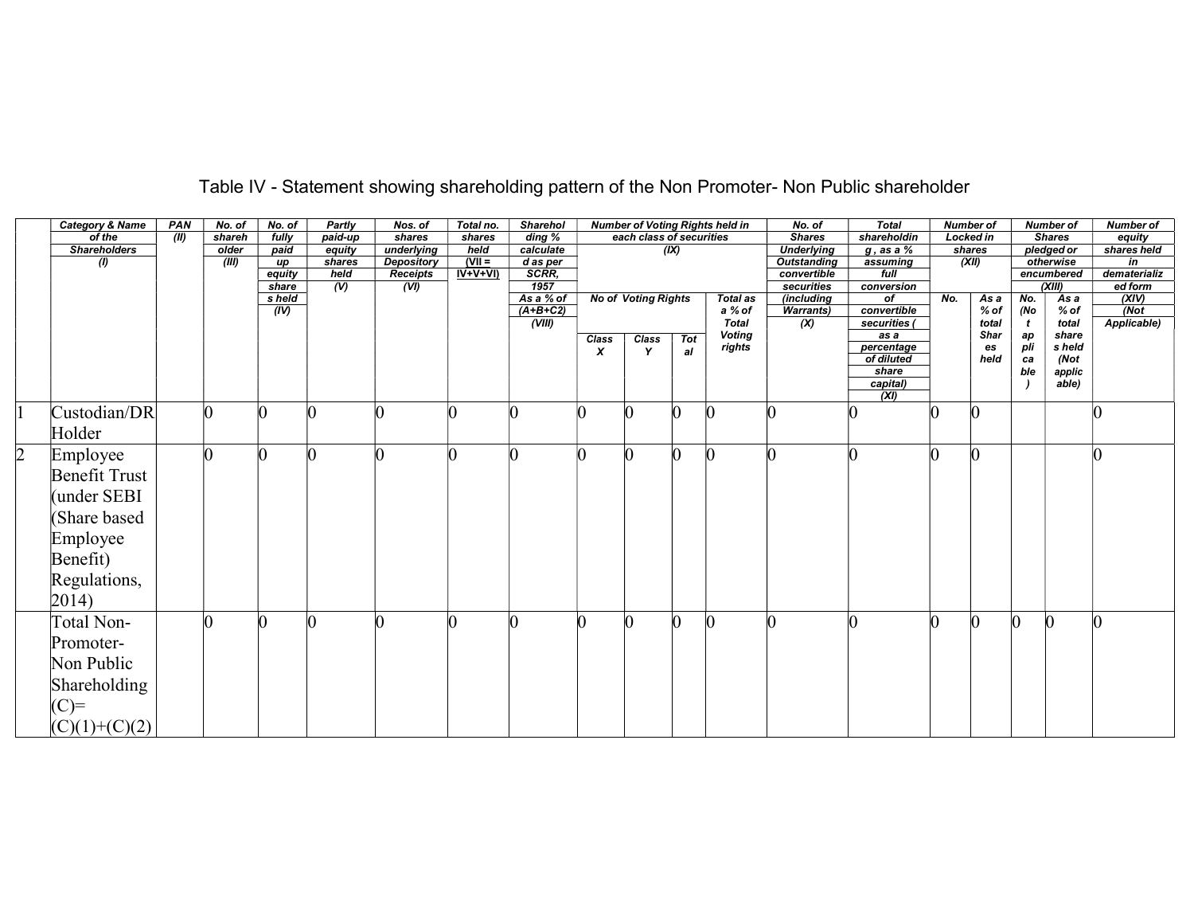# Table IV - Statement showing shareholding pattern of the Non Promoter- Non Public shareholder

| | Category & Name of the Shareholders (I) | PAN (II) | No. of shareholder (III) | No. of fully paid up equity shares held (IV) | Partly paid-up equity shares held (V) | Nos. of shares underlying Depository Receipts (VI) | Total no. shares held (VII = IV+V+VI) | Shareholding % calculated as per SCRR, 1957 As a % of (A+B+C2) (VIII) | Number of Voting Rights held in each class of securities (IX) | | | | No. of Shares Underlying Outstanding convertible securities (including Warrants) (X) | Total shareholding , as a % assuming full conversion of convertible securities ( as a percentage of diluted share capital) (XI) | Number of Locked in shares (XII) | | Number of Shares pledged or otherwise encumbered (XIII) | | Number of equity shares held in dematerialized form (XIV) (Not Applicable) |
|---|---|---|---|---|---|---|---|---|---|---|---|---|---|---|---|---|---|---|---|
| | | | | | | | | | No of Voting Rights | | | Total as a % of Total Voting rights | | | No. | As a % of total Shares held | No. (Not applicable) | As a % of total shares held (Not applicable) | |
| | | | | | | | | | Class X | Class Y | Total | | | | | | | | |
| 1 | Custodian/DR Holder | | 0 | 0 | 0 | 0 | 0 | 0 | 0 | 0 | 0 | 0 | 0 | 0 | 0 | 0 | | | 0 |
| 2 | Employee Benefit Trust (under SEBI (Share based Employee Benefit) Regulations, 2014) | | 0 | 0 | 0 | 0 | 0 | 0 | 0 | 0 | 0 | 0 | 0 | 0 | 0 | 0 | | | 0 |
| | Total Non-Promoter-Non Public Shareholding (C)= (C)(1)+(C)(2) | | 0 | 0 | 0 | 0 | 0 | 0 | 0 | 0 | 0 | 0 | 0 | 0 | 0 | 0 | 0 | 0 | 0 |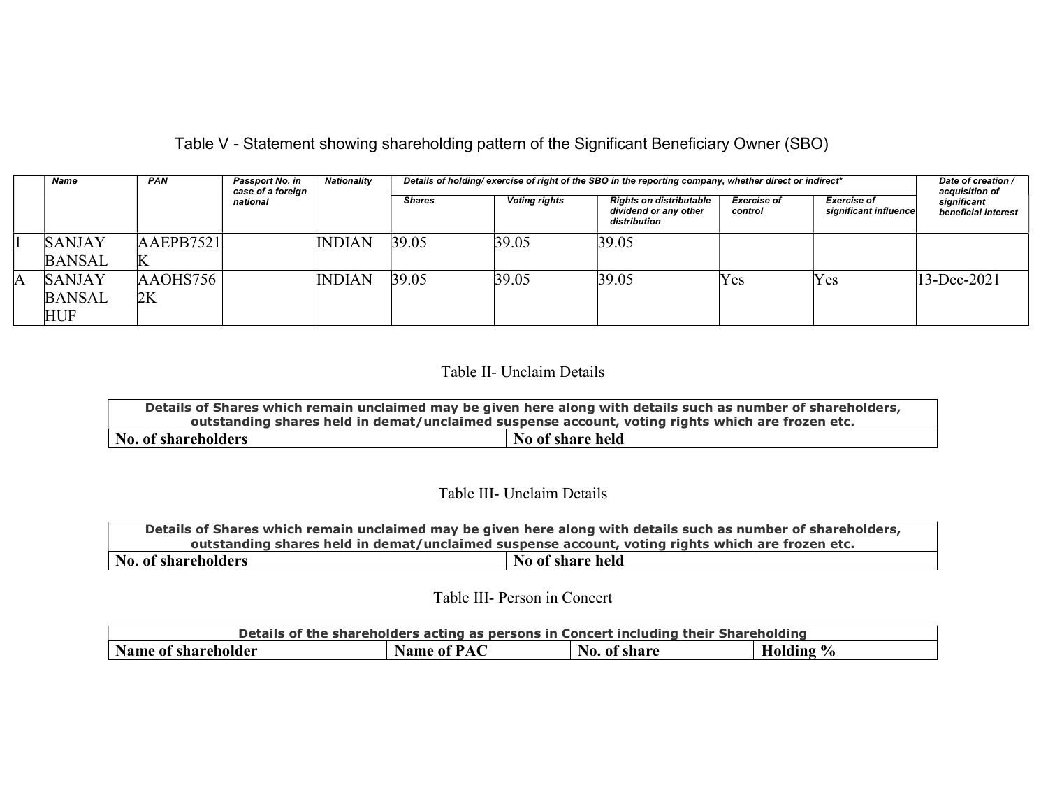## Table V - Statement showing shareholding pattern of the Significant Beneficiary Owner (SBO)

| | Name | PAN | Passport No. in case of a foreign national | Nationality | Details of holding/ exercise of right of the SBO in the reporting company, whether direct or indirect* | | | | | Date of creation / acquisition of significant beneficial interest |
|---|---|---|---|---|---|---|---|---|---|---|
| | | | | | Shares | Voting rights | Rights on distributable dividend or any other distribution | Exercise of control | Exercise of significant influence | |
| 1 | SANJAY BANSAL | AAEPB7521K | | INDIAN | 39.05 | 39.05 | 39.05 | | | |
| A | SANJAY BANSAL HUF | AAOHS7562K | | INDIAN | 39.05 | 39.05 | 39.05 | Yes | Yes | 13-Dec-2021 |

## Table II- Unclaim Details

| Details of Shares which remain unclaimed may be given here along with details such as number of shareholders, outstanding shares held in demat/unclaimed suspense account, voting rights which are frozen etc. | |
|---|---|
| **No. of shareholders** | **No of share held** |

## Table III- Unclaim Details

| Details of Shares which remain unclaimed may be given here along with details such as number of shareholders, outstanding shares held in demat/unclaimed suspense account, voting rights which are frozen etc. | |
|---|---|
| **No. of shareholders** | **No of share held** |

## Table III- Person in Concert

| Details of the shareholders acting as persons in Concert including their Shareholding | | | |
|---|---|---|---|
| **Name of shareholder** | **Name of PAC** | **No. of share** | **Holding %** |